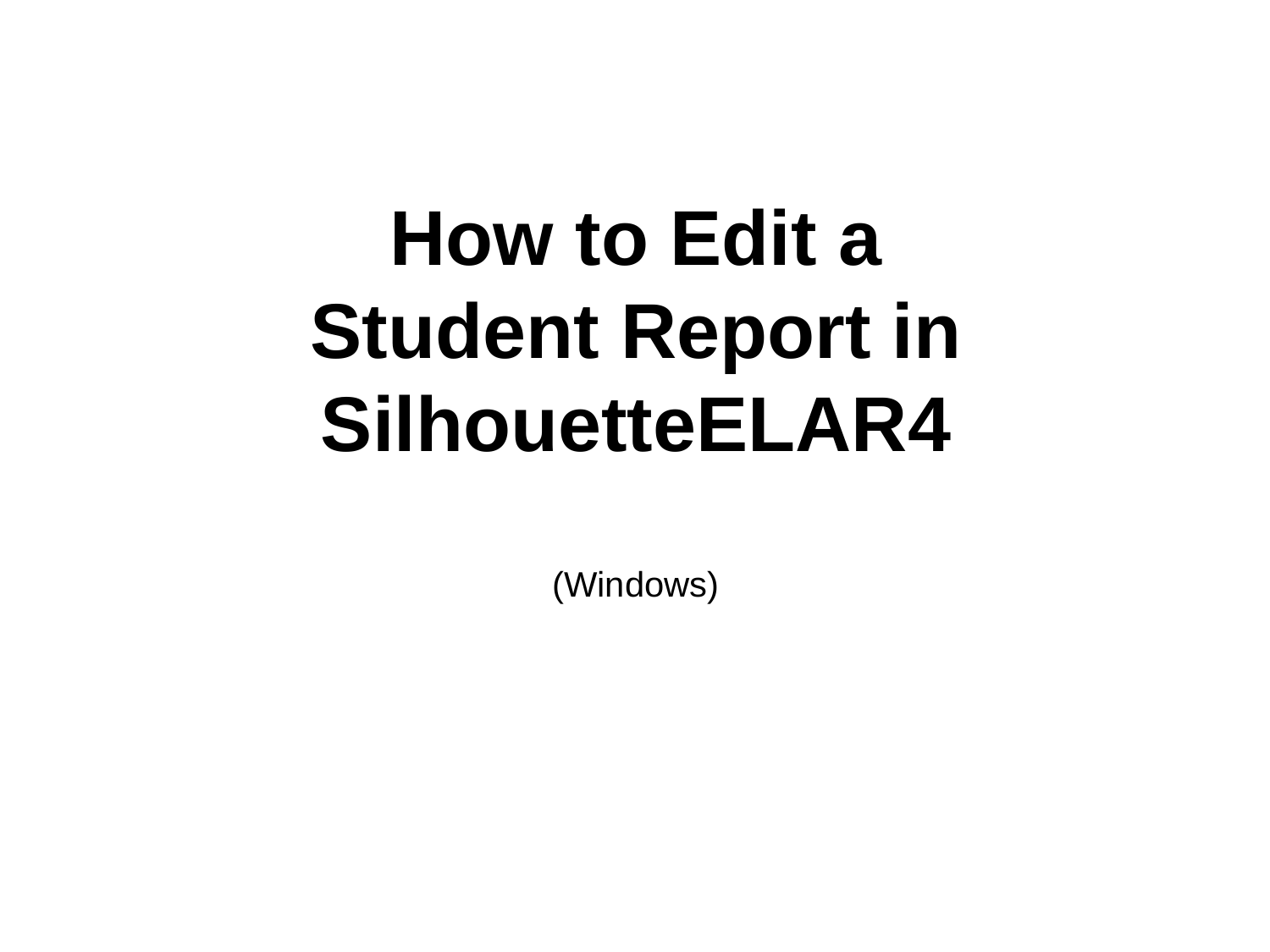# How to Edit a Student Report in SilhouetteELAR4

(Windows)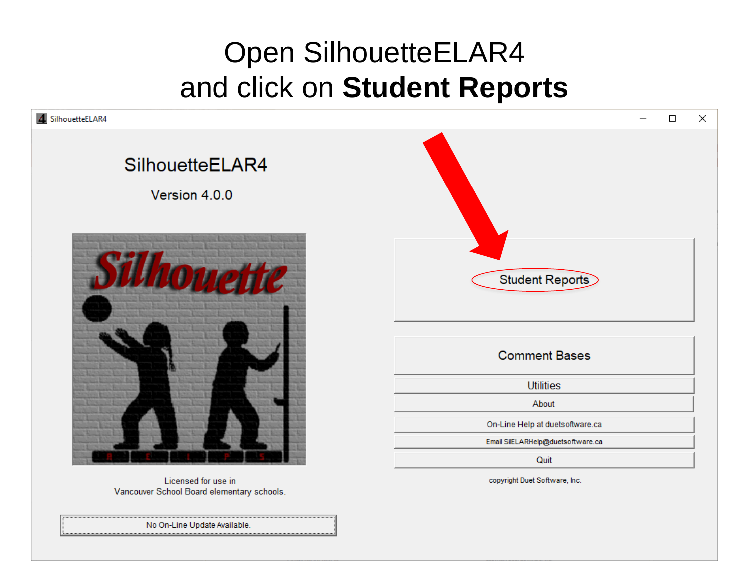# Open SilhouetteELAR4
# and click on **Student Reports**

SilhouetteELAR4

SilhouetteELAR4

Version 4.0.0

Student Reports

Comment Bases

Utilities

About

On-Line Help at duetsoftware.ca

Email SilELARHelp@duetsoftware.ca

Quit

copyright Duet Software, Inc.

Licensed for use in
Vancouver School Board elementary schools.

No On-Line Update Available.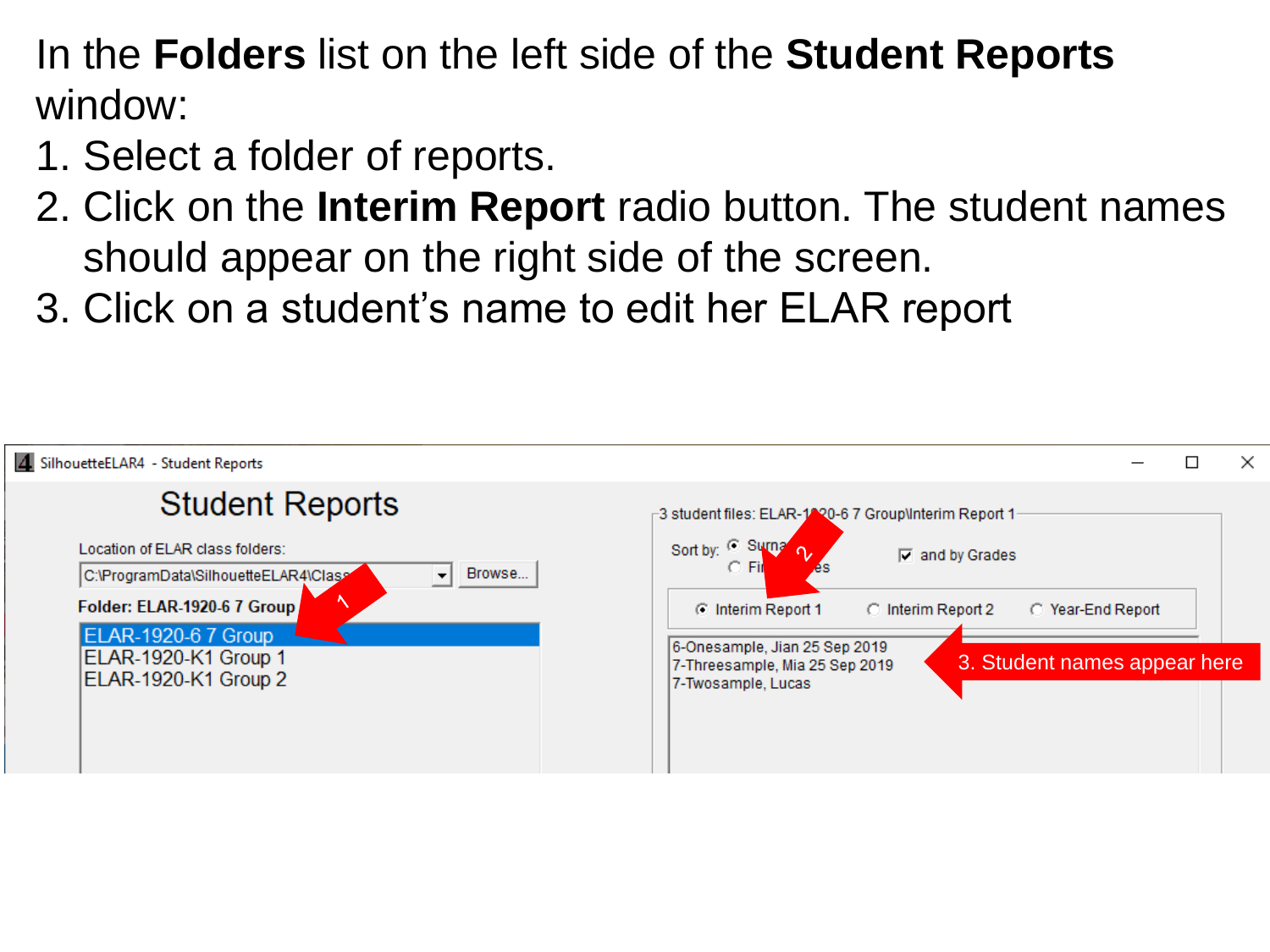In the **Folders** list on the left side of the **Student Reports** window:

1. Select a folder of reports.
2. Click on the **Interim Report** radio button. The student names should appear on the right side of the screen.
3. Click on a student's name to edit her ELAR report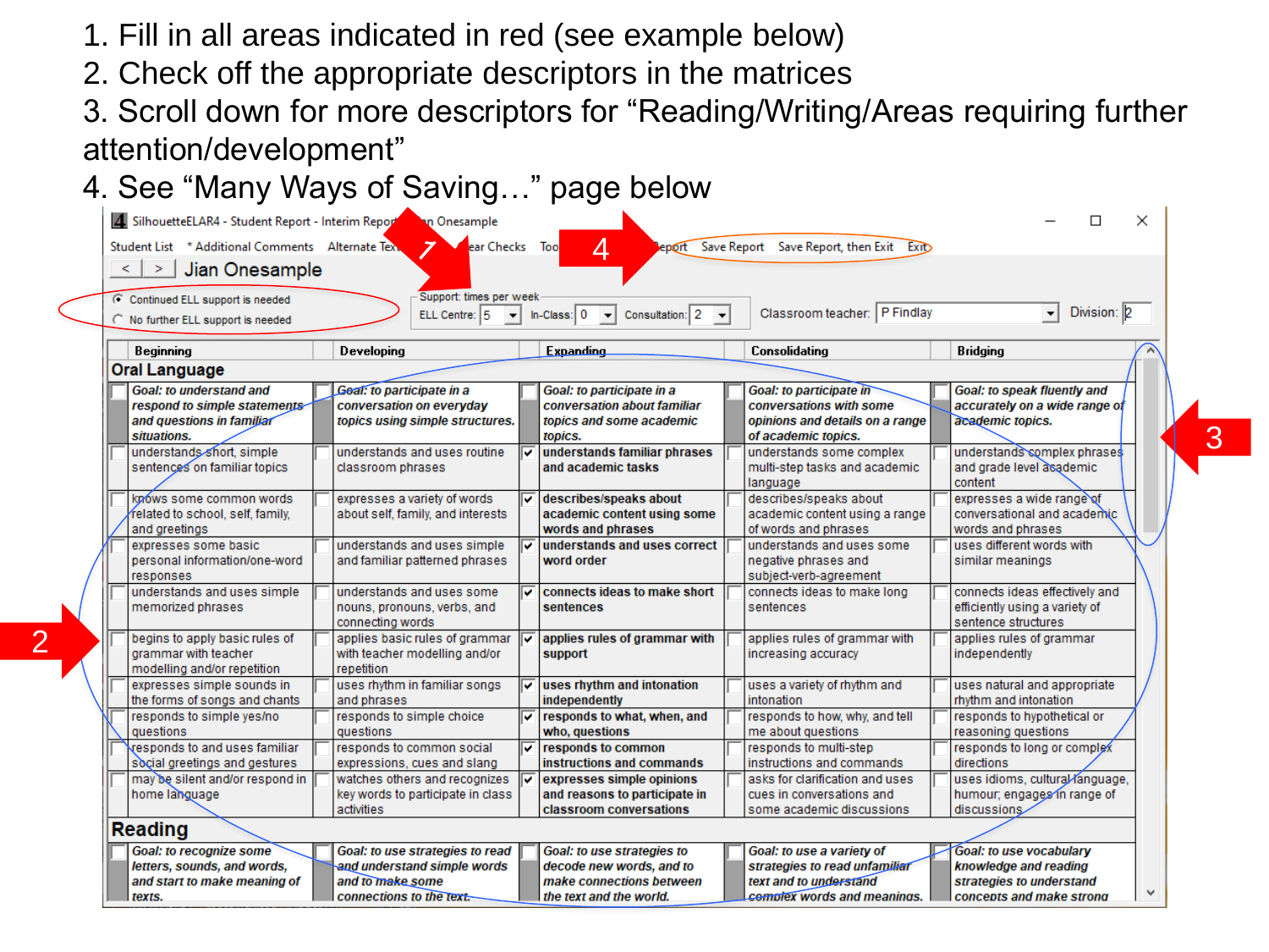1. Fill in all areas indicated in red (see example below)
2. Check off the appropriate descriptors in the matrices
3. Scroll down for more descriptors for "Reading/Writing/Areas requiring further attention/development"
4. See "Many Ways of Saving…" page below

SilhouetteELAR4 - Student Report - Interim Report - Jian Onesample

Student List | * Additional Comments | Alternate Text | Clear Checks | Tools | Report | Save Report | Save Report, then Exit | Exit

Jian Onesample

- (•) Continued ELL support is needed
- ( ) No further ELL support is needed

Support: times per week — ELL Centre: 5 | In-Class: 0 | Consultation: 2

Classroom teacher: P Findlay | Division: 2

| Beginning | Developing | Expanding | Consolidating | Bridging |
|---|---|---|---|---|
| **Oral Language** | | | | |
| ☐ ***Goal: to understand and respond to simple statements and questions in familiar situations.*** | ☐ ***Goal: to participate in a conversation on everyday topics using simple structures.*** | ☐ ***Goal: to participate in a conversation about familiar topics and some academic topics.*** | ☐ ***Goal: to participate in conversations with some opinions and details on a range of academic topics.*** | ☐ ***Goal: to speak fluently and accurately on a wide range of academic topics.*** |
| ☐ understands short, simple sentences on familiar topics | ☐ understands and uses routine classroom phrases | ☑ **understands familiar phrases and academic tasks** | ☐ understands some complex multi-step tasks and academic language | ☐ understands complex phrases and grade level academic content |
| ☐ knows some common words related to school, self, family, and greetings | ☐ expresses a variety of words about self, family, and interests | ☑ **describes/speaks about academic content using some words and phrases** | ☐ describes/speaks about academic content using a range of words and phrases | ☐ expresses a wide range of conversational and academic words and phrases |
| ☐ expresses some basic personal information/one-word responses | ☐ understands and uses simple and familiar patterned phrases | ☑ **understands and uses correct word order** | ☐ understands and uses some negative phrases and subject-verb-agreement | ☐ uses different words with similar meanings |
| ☐ understands and uses simple memorized phrases | ☐ understands and uses some nouns, pronouns, verbs, and connecting words | ☑ **connects ideas to make short sentences** | ☐ connects ideas to make long sentences | ☐ connects ideas effectively and efficiently using a variety of sentence structures |
| ☐ begins to apply basic rules of grammar with teacher modelling and/or repetition | ☐ applies basic rules of grammar with teacher modelling and/or repetition | ☑ **applies rules of grammar with support** | ☐ applies rules of grammar with increasing accuracy | ☐ applies rules of grammar independently |
| ☐ expresses simple sounds in the forms of songs and chants | ☐ uses rhythm in familiar songs and phrases | ☑ **uses rhythm and intonation independently** | ☐ uses a variety of rhythm and intonation | ☐ uses natural and appropriate rhythm and intonation |
| ☐ responds to simple yes/no questions | ☐ responds to simple choice questions | ☑ **responds to what, when, and who, questions** | ☐ responds to how, why, and tell me about questions | ☐ responds to hypothetical or reasoning questions |
| ☐ responds to and uses familiar social greetings and gestures | ☐ responds to common social expressions, slang and slang | ☑ **responds to common instructions and commands** | ☐ responds to multi-step instructions and commands | ☐ responds to long or complex directions |
| ☐ may be silent and/or respond in home language | ☐ watches others and recognizes key words to participate in class activities | ☑ **expresses simple opinions and reasons to participate in classroom conversations** | ☐ asks for clarification and uses cues in conversations and some academic discussions | ☐ uses idioms, cultural language, humour; engages in range of discussions |
| **Reading** | | | | |
| ☐ ***Goal: to recognize some letters, sounds, and words, and start to make meaning of texts.*** | ☐ ***Goal: to use strategies to read and understand simple words and to make some connections to the text.*** | ☐ ***Goal: to use strategies to decode new words, and to make connections between the text and the world.*** | ☐ ***Goal: to use a variety of strategies to read unfamiliar text and to understand complex words and meanings.*** | ☐ ***Goal: to use vocabulary knowledge and reading strategies to understand concepts and make strong*** |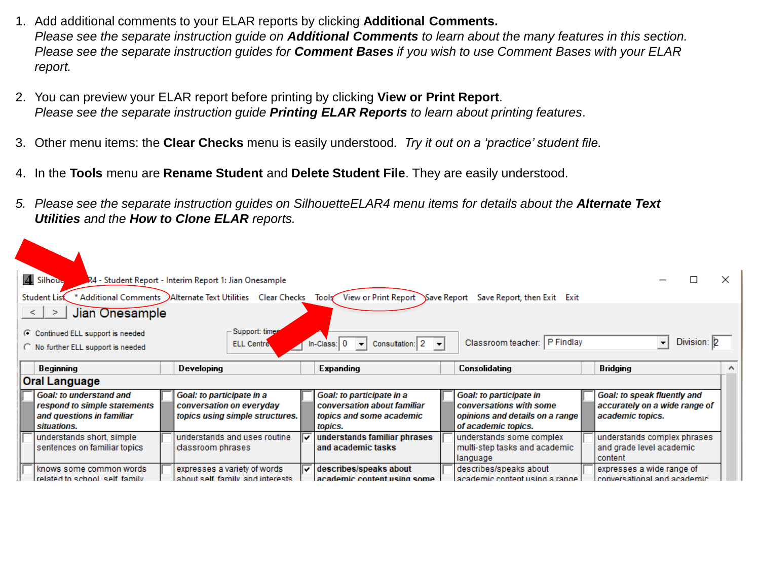1. Add additional comments to your ELAR reports by clicking **Additional Comments.**
   *Please see the separate instruction guide on* ***Additional Comments*** *to learn about the many features in this section. Please see the separate instruction guides for* ***Comment Bases*** *if you wish to use Comment Bases with your ELAR report.*

2. You can preview your ELAR report before printing by clicking **View or Print Report**.
   *Please see the separate instruction guide* ***Printing ELAR Reports*** *to learn about printing features*.

3. Other menu items: the **Clear Checks** menu is easily understood. *Try it out on a 'practice' student file.*

4. In the **Tools** menu are **Rename Student** and **Delete Student File**. They are easily understood.

5. *Please see the separate instruction guides on SilhouetteELAR4 menu items for details about the* ***Alternate Text Utilities*** *and the* ***How to Clone ELAR*** *reports.*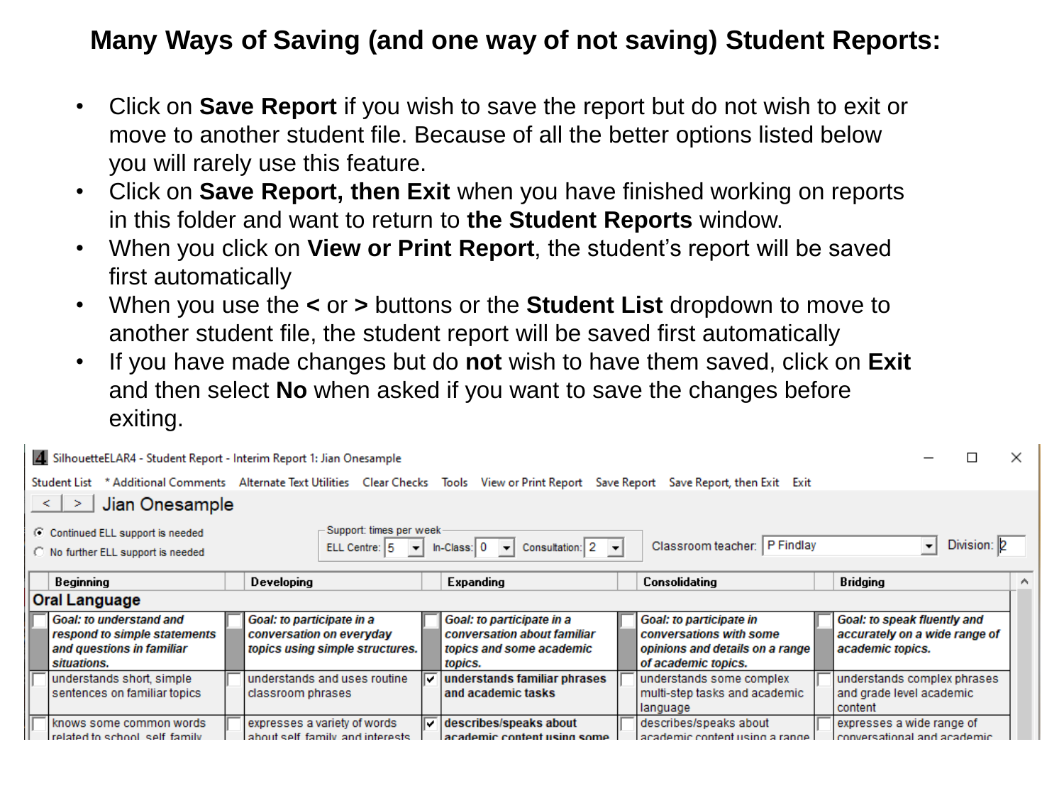# Many Ways of Saving (and one way of not saving) Student Reports:

- Click on **Save Report** if you wish to save the report but do not wish to exit or move to another student file. Because of all the better options listed below you will rarely use this feature.
- Click on **Save Report, then Exit** when you have finished working on reports in this folder and want to return to **the Student Reports** window.
- When you click on **View or Print Report**, the student's report will be saved first automatically
- When you use the **<** or **>** buttons or the **Student List** dropdown to move to another student file, the student report will be saved first automatically
- If you have made changes but do **not** wish to have them saved, click on **Exit** and then select **No** when asked if you want to save the changes before exiting.

SilhouetteELAR4 - Student Report - Interim Report 1: Jian Onesample

Student List * Additional Comments Alternate Text Utilities Clear Checks Tools View or Print Report Save Report Save Report, then Exit Exit

< > Jian Onesample

Continued ELL support is needed
No further ELL support is needed

Support: times per week
ELL Centre: 5 In-Class: 0 Consultation: 2

Classroom teacher: P Findlay Division: 2

| Beginning | Developing | Expanding | Consolidating | Bridging |
|---|---|---|---|---|
| **Oral Language** | | | | |
| *Goal: to understand and respond to simple statements and questions in familiar situations.* | *Goal: to participate in a conversation on everyday topics using simple structures.* | *Goal: to participate in a conversation about familiar topics and some academic topics.* | *Goal: to participate in conversations with some opinions and details on a range of academic topics.* | *Goal: to speak fluently and accurately on a wide range of academic topics.* |
| understands short, simple sentences on familiar topics | understands and uses routine classroom phrases | ☑ **understands familiar phrases and academic tasks** | understands some complex multi-step tasks and academic language | understands complex phrases and grade level academic content |
| knows some common words related to school, self, family | expresses a variety of words about self, family and interests | ☑ **describes/speaks about academic content using some** | describes/speaks about academic content using a range | expresses a wide range of conversational and academic |